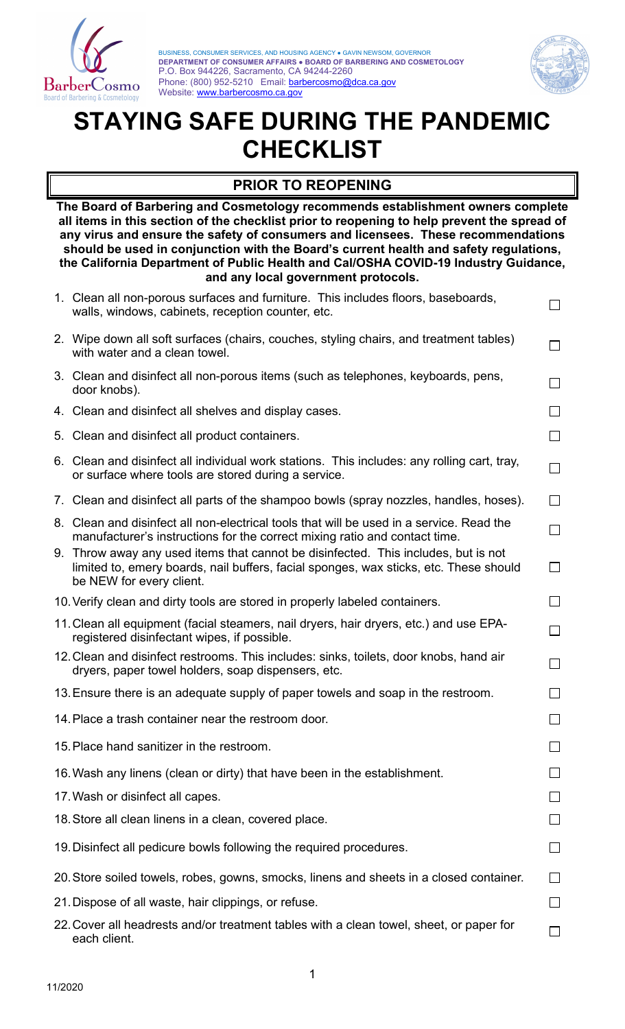BUSINESS, CONSUMER SERVICES, AND HOUSING AGENCY • GAVIN NEWSOM, GOVERNOR
**DEPARTMENT OF CONSUMER AFFAIRS • BOARD OF BARBERING AND COSMETOLOGY**
P.O. Box 944226, Sacramento, CA 94244-2260
Phone: (800) 952-5210 Email: barbercosmo@dca.ca.gov
Website: www.barbercosmo.ca.gov

# STAYING SAFE DURING THE PANDEMIC CHECKLIST

## PRIOR TO REOPENING

**The Board of Barbering and Cosmetology recommends establishment owners complete all items in this section of the checklist prior to reopening to help prevent the spread of any virus and ensure the safety of consumers and licensees. These recommendations should be used in conjunction with the Board's current health and safety regulations, the California Department of Public Health and Cal/OSHA COVID-19 Industry Guidance, and any local government protocols.**

1. Clean all non-porous surfaces and furniture. This includes floors, baseboards, walls, windows, cabinets, reception counter, etc. ☐
2. Wipe down all soft surfaces (chairs, couches, styling chairs, and treatment tables) with water and a clean towel. ☐
3. Clean and disinfect all non-porous items (such as telephones, keyboards, pens, door knobs). ☐
4. Clean and disinfect all shelves and display cases. ☐
5. Clean and disinfect all product containers. ☐
6. Clean and disinfect all individual work stations. This includes: any rolling cart, tray, or surface where tools are stored during a service. ☐
7. Clean and disinfect all parts of the shampoo bowls (spray nozzles, handles, hoses). ☐
8. Clean and disinfect all non-electrical tools that will be used in a service. Read the manufacturer's instructions for the correct mixing ratio and contact time. ☐
9. Throw away any used items that cannot be disinfected. This includes, but is not limited to, emery boards, nail buffers, facial sponges, wax sticks, etc. These should be NEW for every client. ☐
10. Verify clean and dirty tools are stored in properly labeled containers. ☐
11. Clean all equipment (facial steamers, nail dryers, hair dryers, etc.) and use EPA-registered disinfectant wipes, if possible. ☐
12. Clean and disinfect restrooms. This includes: sinks, toilets, door knobs, hand air dryers, paper towel holders, soap dispensers, etc. ☐
13. Ensure there is an adequate supply of paper towels and soap in the restroom. ☐
14. Place a trash container near the restroom door. ☐
15. Place hand sanitizer in the restroom. ☐
16. Wash any linens (clean or dirty) that have been in the establishment. ☐
17. Wash or disinfect all capes. ☐
18. Store all clean linens in a clean, covered place. ☐
19. Disinfect all pedicure bowls following the required procedures. ☐
20. Store soiled towels, robes, gowns, smocks, linens and sheets in a closed container. ☐
21. Dispose of all waste, hair clippings, or refuse. ☐
22. Cover all headrests and/or treatment tables with a clean towel, sheet, or paper for each client. ☐

11/2020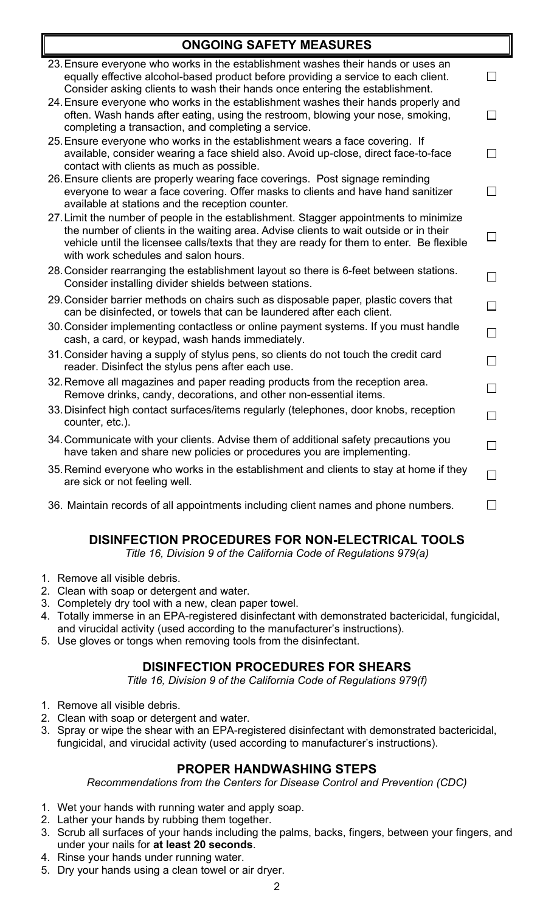## ONGOING SAFETY MEASURES

23. Ensure everyone who works in the establishment washes their hands or uses an equally effective alcohol-based product before providing a service to each client. Consider asking clients to wash their hands once entering the establishment. ☐
24. Ensure everyone who works in the establishment washes their hands properly and often. Wash hands after eating, using the restroom, blowing your nose, smoking, completing a transaction, and completing a service. ☐
25. Ensure everyone who works in the establishment wears a face covering. If available, consider wearing a face shield also. Avoid up-close, direct face-to-face contact with clients as much as possible. ☐
26. Ensure clients are properly wearing face coverings. Post signage reminding everyone to wear a face covering. Offer masks to clients and have hand sanitizer available at stations and the reception counter. ☐
27. Limit the number of people in the establishment. Stagger appointments to minimize the number of clients in the waiting area. Advise clients to wait outside or in their vehicle until the licensee calls/texts that they are ready for them to enter. Be flexible with work schedules and salon hours. ☐
28. Consider rearranging the establishment layout so there is 6-feet between stations. Consider installing divider shields between stations. ☐
29. Consider barrier methods on chairs such as disposable paper, plastic covers that can be disinfected, or towels that can be laundered after each client. ☐
30. Consider implementing contactless or online payment systems. If you must handle cash, a card, or keypad, wash hands immediately. ☐
31. Consider having a supply of stylus pens, so clients do not touch the credit card reader. Disinfect the stylus pens after each use. ☐
32. Remove all magazines and paper reading products from the reception area. Remove drinks, candy, decorations, and other non-essential items. ☐
33. Disinfect high contact surfaces/items regularly (telephones, door knobs, reception counter, etc.). ☐
34. Communicate with your clients. Advise them of additional safety precautions you have taken and share new policies or procedures you are implementing. ☐
35. Remind everyone who works in the establishment and clients to stay at home if they are sick or not feeling well. ☐
36. Maintain records of all appointments including client names and phone numbers. ☐

## DISINFECTION PROCEDURES FOR NON-ELECTRICAL TOOLS

*Title 16, Division 9 of the California Code of Regulations 979(a)*

1. Remove all visible debris.
2. Clean with soap or detergent and water.
3. Completely dry tool with a new, clean paper towel.
4. Totally immerse in an EPA-registered disinfectant with demonstrated bactericidal, fungicidal, and virucidal activity (used according to the manufacturer's instructions).
5. Use gloves or tongs when removing tools from the disinfectant.

## DISINFECTION PROCEDURES FOR SHEARS

*Title 16, Division 9 of the California Code of Regulations 979(f)*

1. Remove all visible debris.
2. Clean with soap or detergent and water.
3. Spray or wipe the shear with an EPA-registered disinfectant with demonstrated bactericidal, fungicidal, and virucidal activity (used according to manufacturer's instructions).

## PROPER HANDWASHING STEPS

*Recommendations from the Centers for Disease Control and Prevention (CDC)*

1. Wet your hands with running water and apply soap.
2. Lather your hands by rubbing them together.
3. Scrub all surfaces of your hands including the palms, backs, fingers, between your fingers, and under your nails for **at least 20 seconds**.
4. Rinse your hands under running water.
5. Dry your hands using a clean towel or air dryer.